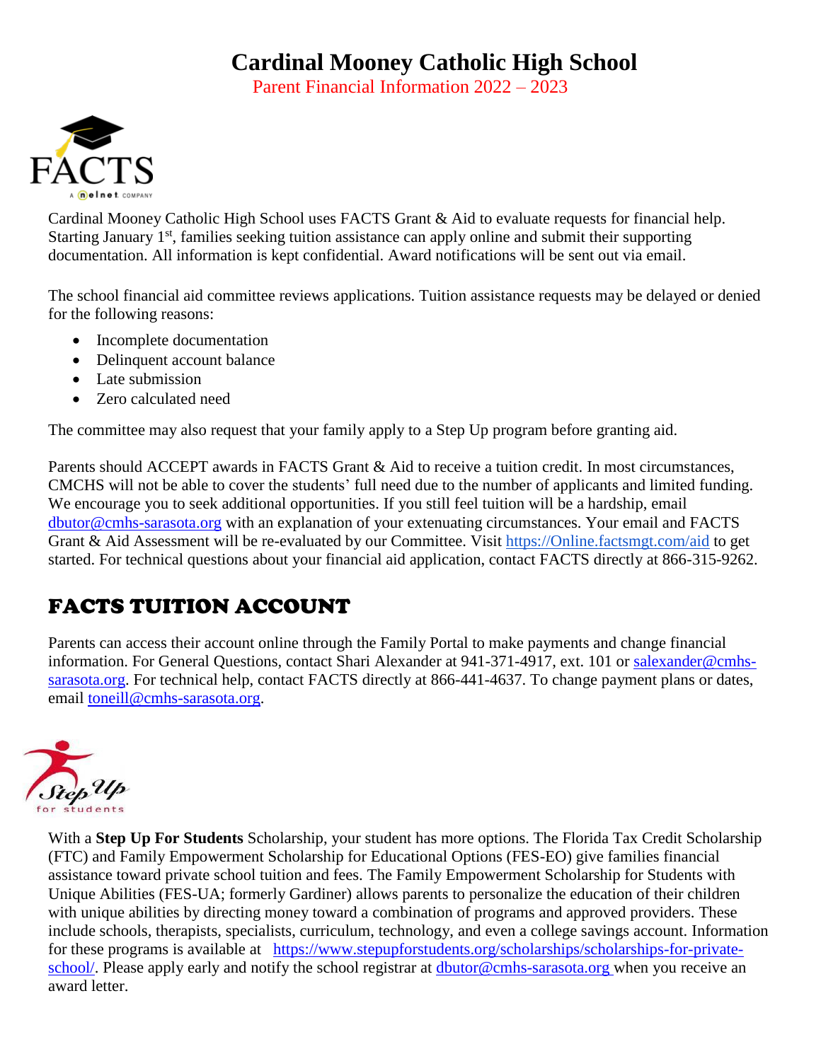# Cardinal Mooney Catholic High School

Parent Financial Information 2022 – 2023

Cardinal Mooney Catholic High School uses FACTS Grant & Aid to evaluate requests for financial help. Starting January 1st, families seeking tuition assistance can apply online and submit their supporting documentation. All information is kept confidential. Award notifications will be sent out via email.

The school financial aid committee reviews applications. Tuition assistance requests may be delayed or denied for the following reasons:

- Incomplete documentation
- Delinquent account balance
- Late submission
- Zero calculated need

The committee may also request that your family apply to a Step Up program before granting aid.

Parents should ACCEPT awards in FACTS Grant & Aid to receive a tuition credit. In most circumstances, CMCHS will not be able to cover the students' full need due to the number of applicants and limited funding. We encourage you to seek additional opportunities. If you still feel tuition will be a hardship, email dbutor@cmhs-sarasota.org with an explanation of your extenuating circumstances. Your email and FACTS Grant & Aid Assessment will be re-evaluated by our Committee. Visit https://Online.factsmgt.com/aid to get started. For technical questions about your financial aid application, contact FACTS directly at 866-315-9262.

## FACTS TUITION ACCOUNT

Parents can access their account online through the Family Portal to make payments and change financial information. For General Questions, contact Shari Alexander at 941-371-4917, ext. 101 or salexander@cmhs-sarasota.org. For technical help, contact FACTS directly at 866-441-4637. To change payment plans or dates, email toneill@cmhs-sarasota.org.

With a **Step Up For Students** Scholarship, your student has more options. The Florida Tax Credit Scholarship (FTC) and Family Empowerment Scholarship for Educational Options (FES-EO) give families financial assistance toward private school tuition and fees. The Family Empowerment Scholarship for Students with Unique Abilities (FES-UA; formerly Gardiner) allows parents to personalize the education of their children with unique abilities by directing money toward a combination of programs and approved providers. These include schools, therapists, specialists, curriculum, technology, and even a college savings account. Information for these programs is available at https://www.stepupforstudents.org/scholarships/scholarships-for-private-school/. Please apply early and notify the school registrar at dbutor@cmhs-sarasota.org when you receive an award letter.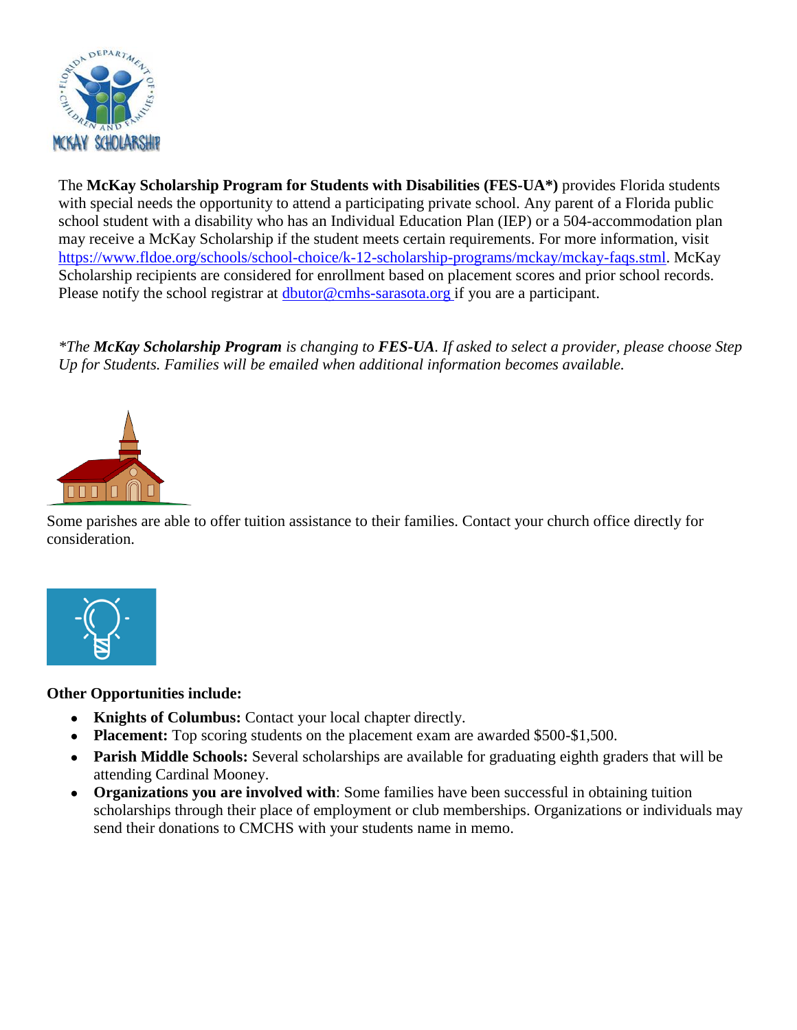The **McKay Scholarship Program for Students with Disabilities (FES-UA*)** provides Florida students with special needs the opportunity to attend a participating private school. Any parent of a Florida public school student with a disability who has an Individual Education Plan (IEP) or a 504-accommodation plan may receive a McKay Scholarship if the student meets certain requirements. For more information, visit https://www.fldoe.org/schools/school-choice/k-12-scholarship-programs/mckay/mckay-faqs.stml. McKay Scholarship recipients are considered for enrollment based on placement scores and prior school records. Please notify the school registrar at dbutor@cmhs-sarasota.org if you are a participant.

*\*The **McKay Scholarship Program** is changing to **FES-UA**. If asked to select a provider, please choose Step Up for Students. Families will be emailed when additional information becomes available.*

Some parishes are able to offer tuition assistance to their families. Contact your church office directly for consideration.

**Other Opportunities include:**

- **Knights of Columbus:** Contact your local chapter directly.
- **Placement:** Top scoring students on the placement exam are awarded $500-$1,500.
- **Parish Middle Schools:** Several scholarships are available for graduating eighth graders that will be attending Cardinal Mooney.
- **Organizations you are involved with**: Some families have been successful in obtaining tuition scholarships through their place of employment or club memberships. Organizations or individuals may send their donations to CMCHS with your students name in memo.